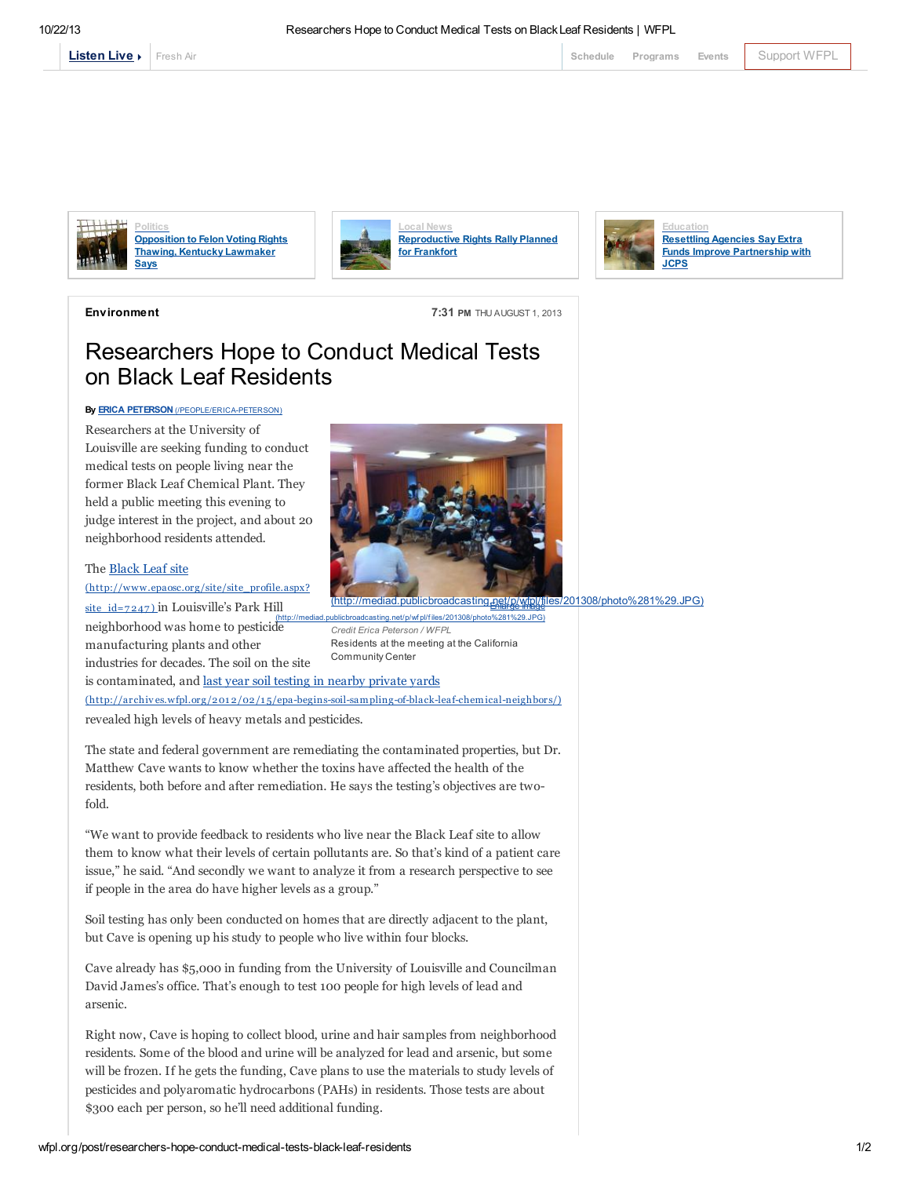Listen Live ▸ | Fresh Air | Schedule | Programs | Events | Support WFPL

Politics
**Opposition to Felon Voting Rights Thawing, Kentucky Lawmaker Says**

Local News
**Reproductive Rights Rally Planned for Frankfort**

Education
**Resettling Agencies Say Extra Funds Improve Partnership with JCPS**

**Environment**

7:31 PM THU AUGUST 1, 2013

# Researchers Hope to Conduct Medical Tests on Black Leaf Residents

By **ERICA PETERSON** (/PEOPLE/ERICA-PETERSON)

Researchers at the University of Louisville are seeking funding to conduct medical tests on people living near the former Black Leaf Chemical Plant. They held a public meeting this evening to judge interest in the project, and about 20 neighborhood residents attended.

(http://mediad.publicbroadcasting.net/p/wfpl/files/201308/photo%281%29.JPG)

Enlarge image (http://mediad.publicbroadcasting.net/p/wfpl/files/201308/photo%281%29.JPG)

*Credit Erica Peterson / WFPL*

Residents at the meeting at the California Community Center

The Black Leaf site (http://www.epaosc.org/site/site_profile.aspx?site_id=7247) in Louisville's Park Hill neighborhood was home to pesticide manufacturing plants and other industries for decades. The soil on the site is contaminated, and last year soil testing in nearby private yards (http://archives.wfpl.org/2012/02/15/epa-begins-soil-sampling-of-black-leaf-chemical-neighbors/) revealed high levels of heavy metals and pesticides.

The state and federal government are remediating the contaminated properties, but Dr. Matthew Cave wants to know whether the toxins have affected the health of the residents, both before and after remediation. He says the testing's objectives are two-fold.

"We want to provide feedback to residents who live near the Black Leaf site to allow them to know what their levels of certain pollutants are. So that's kind of a patient care issue," he said. "And secondly we want to analyze it from a research perspective to see if people in the area do have higher levels as a group."

Soil testing has only been conducted on homes that are directly adjacent to the plant, but Cave is opening up his study to people who live within four blocks.

Cave already has $5,000 in funding from the University of Louisville and Councilman David James's office. That's enough to test 100 people for high levels of lead and arsenic.

Right now, Cave is hoping to collect blood, urine and hair samples from neighborhood residents. Some of the blood and urine will be analyzed for lead and arsenic, but some will be frozen. If he gets the funding, Cave plans to use the materials to study levels of pesticides and polyaromatic hydrocarbons (PAHs) in residents. Those tests are about $300 each per person, so he'll need additional funding.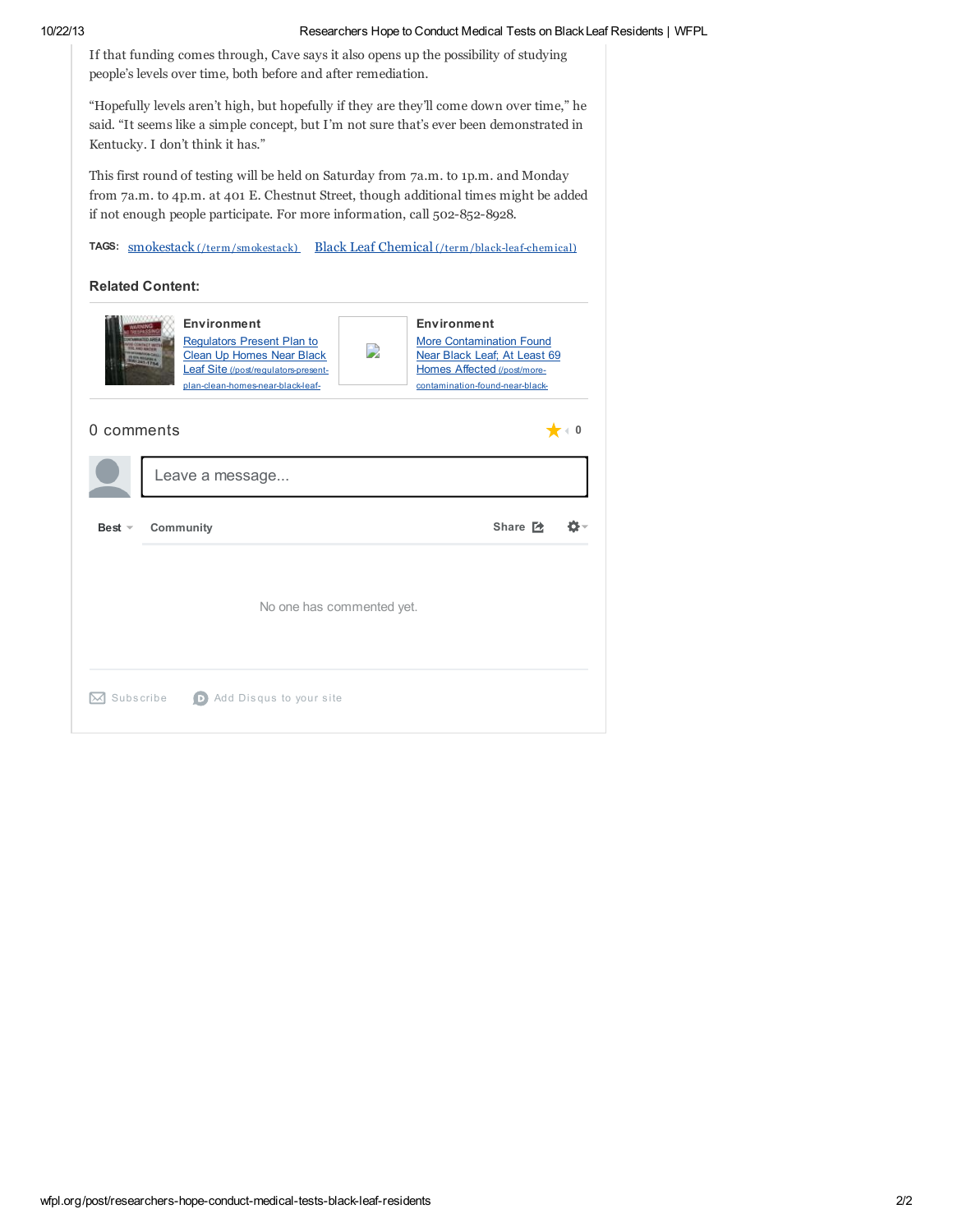If that funding comes through, Cave says it also opens up the possibility of studying people's levels over time, both before and after remediation.

"Hopefully levels aren't high, but hopefully if they are they'll come down over time," he said. "It seems like a simple concept, but I'm not sure that's ever been demonstrated in Kentucky. I don't think it has."

This first round of testing will be held on Saturday from 7a.m. to 1p.m. and Monday from 7a.m. to 4p.m. at 401 E. Chestnut Street, though additional times might be added if not enough people participate. For more information, call 502-852-8928.

**TAGS:** smokestack (/term/smokestack) Black Leaf Chemical (/term/black-leaf-chemical)

**Related Content:**

**Environment**
Regulators Present Plan to Clean Up Homes Near Black Leaf Site (/post/regulators-present-plan-clean-homes-near-black-leaf-

**Environment**
More Contamination Found Near Black Leaf; At Least 69 Homes Affected (/post/more-contamination-found-near-black-

0 comments

0

Leave a message...

Best Community Share

No one has commented yet.

Subscribe Add Disqus to your site